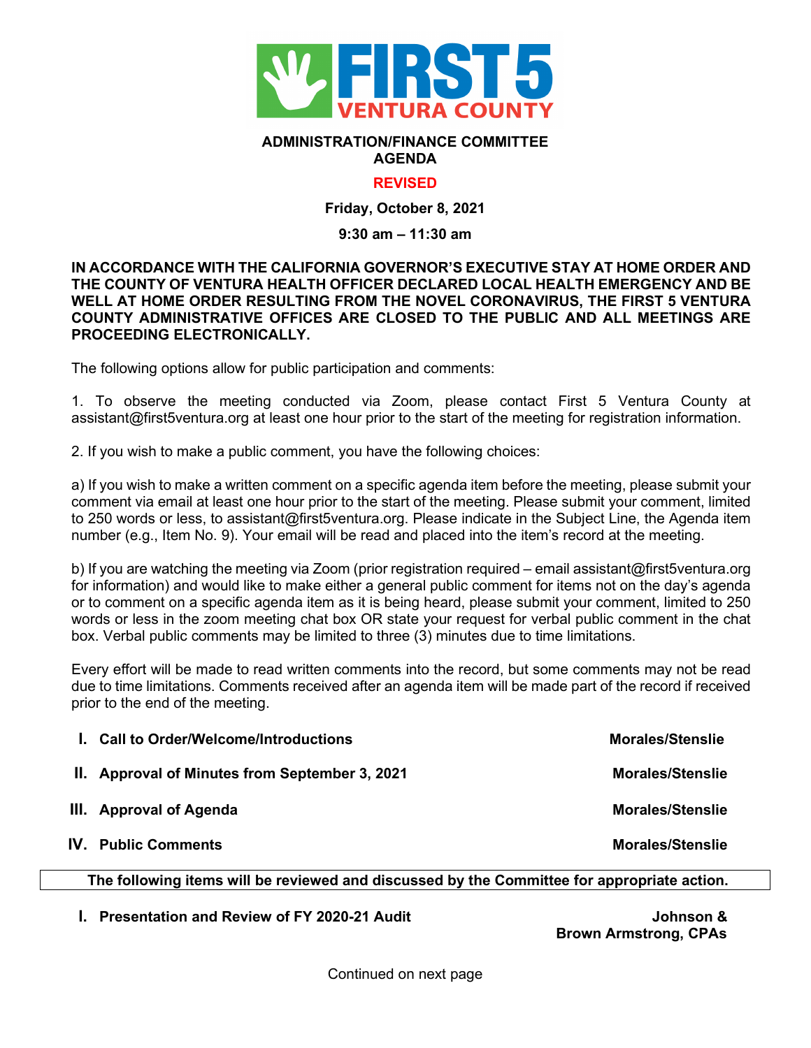# ADMINISTRATION/FINANCE COMMITTEE AGENDA

**REVISED**

**Friday, October 8, 2021**

**9:30 am – 11:30 am**

**IN ACCORDANCE WITH THE CALIFORNIA GOVERNOR'S EXECUTIVE STAY AT HOME ORDER AND THE COUNTY OF VENTURA HEALTH OFFICER DECLARED LOCAL HEALTH EMERGENCY AND BE WELL AT HOME ORDER RESULTING FROM THE NOVEL CORONAVIRUS, THE FIRST 5 VENTURA COUNTY ADMINISTRATIVE OFFICES ARE CLOSED TO THE PUBLIC AND ALL MEETINGS ARE PROCEEDING ELECTRONICALLY.**

The following options allow for public participation and comments:

1. To observe the meeting conducted via Zoom, please contact First 5 Ventura County at assistant@first5ventura.org at least one hour prior to the start of the meeting for registration information.

2. If you wish to make a public comment, you have the following choices:

a) If you wish to make a written comment on a specific agenda item before the meeting, please submit your comment via email at least one hour prior to the start of the meeting. Please submit your comment, limited to 250 words or less, to assistant@first5ventura.org. Please indicate in the Subject Line, the Agenda item number (e.g., Item No. 9). Your email will be read and placed into the item's record at the meeting.

b) If you are watching the meeting via Zoom (prior registration required – email assistant@first5ventura.org for information) and would like to make either a general public comment for items not on the day's agenda or to comment on a specific agenda item as it is being heard, please submit your comment, limited to 250 words or less in the zoom meeting chat box OR state your request for verbal public comment in the chat box. Verbal public comments may be limited to three (3) minutes due to time limitations.

Every effort will be made to read written comments into the record, but some comments may not be read due to time limitations. Comments received after an agenda item will be made part of the record if received prior to the end of the meeting.

| | | |
|---|---|---|
| **I.** | **Call to Order/Welcome/Introductions** | **Morales/Stenslie** |
| **II.** | **Approval of Minutes from September 3, 2021** | **Morales/Stenslie** |
| **III.** | **Approval of Agenda** | **Morales/Stenslie** |
| **IV.** | **Public Comments** | **Morales/Stenslie** |

**The following items will be reviewed and discussed by the Committee for appropriate action.**

| | | |
|---|---|---|
| **I.** | **Presentation and Review of FY 2020-21 Audit** | **Johnson & Brown Armstrong, CPAs** |

Continued on next page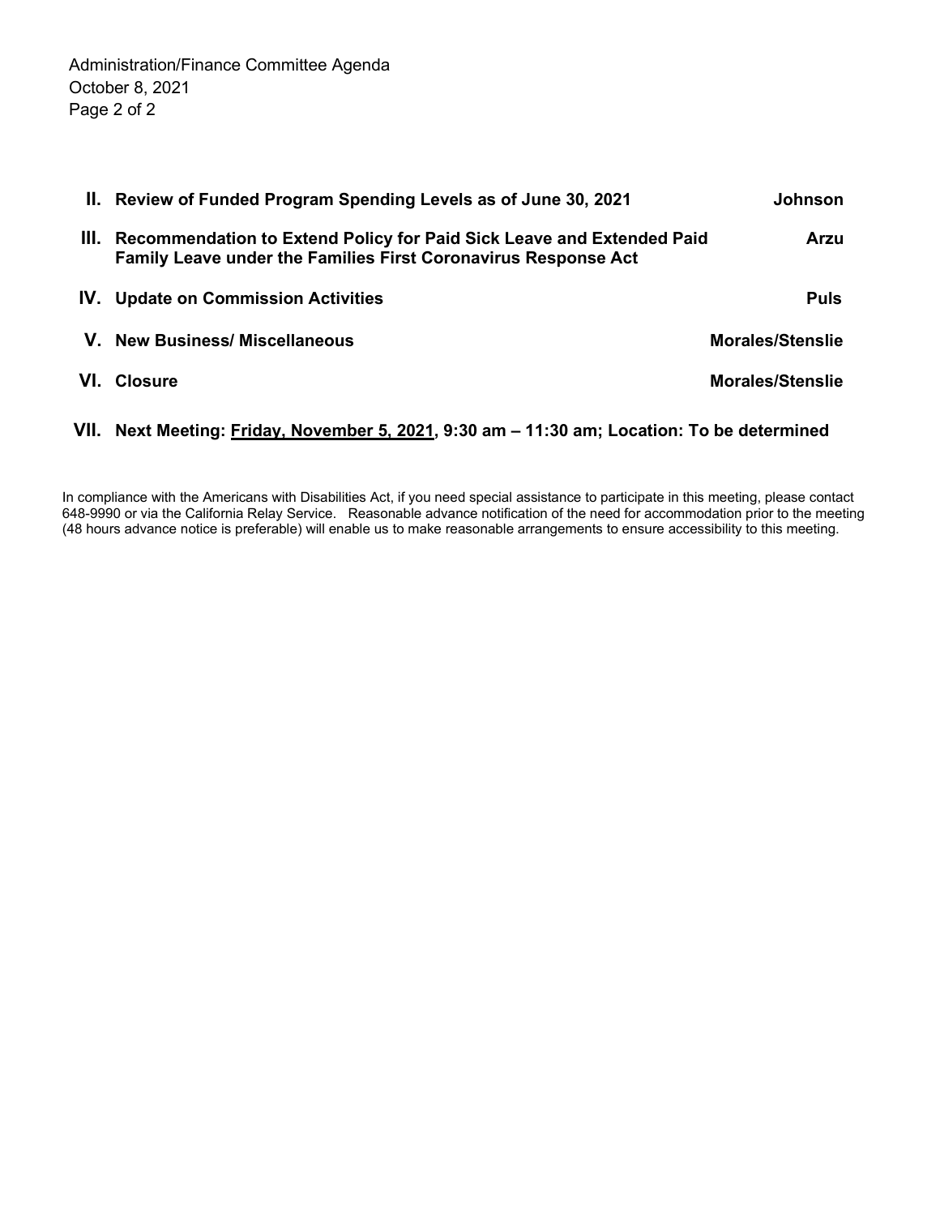| | | |
|---|---|---|
| **II.** | **Review of Funded Program Spending Levels as of June 30, 2021** | **Johnson** |
| **III.** | **Recommendation to Extend Policy for Paid Sick Leave and Extended Paid Family Leave under the Families First Coronavirus Response Act** | **Arzu** |
| **IV.** | **Update on Commission Activities** | **Puls** |
| **V.** | **New Business/ Miscellaneous** | **Morales/Stenslie** |
| **VI.** | **Closure** | **Morales/Stenslie** |

**VII. Next Meeting: Friday, November 5, 2021, 9:30 am – 11:30 am; Location: To be determined**

In compliance with the Americans with Disabilities Act, if you need special assistance to participate in this meeting, please contact 648-9990 or via the California Relay Service. Reasonable advance notification of the need for accommodation prior to the meeting (48 hours advance notice is preferable) will enable us to make reasonable arrangements to ensure accessibility to this meeting.